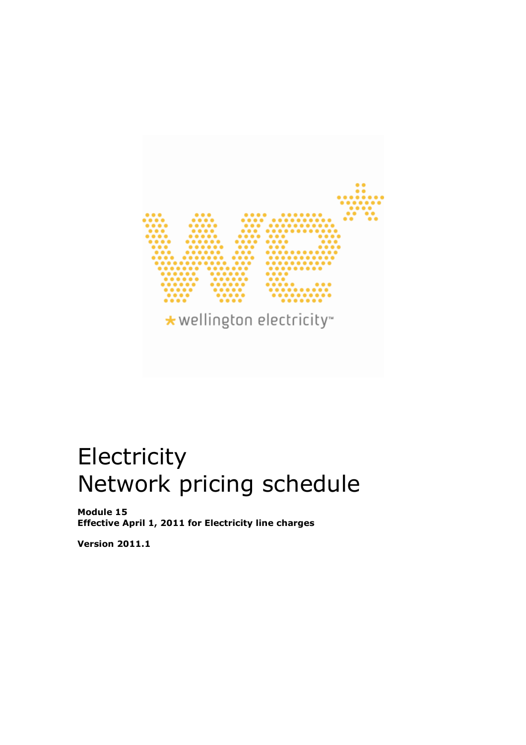# Electricity
# Network pricing schedule

**Module 15**
**Effective April 1, 2011 for Electricity line charges**

**Version 2011.1**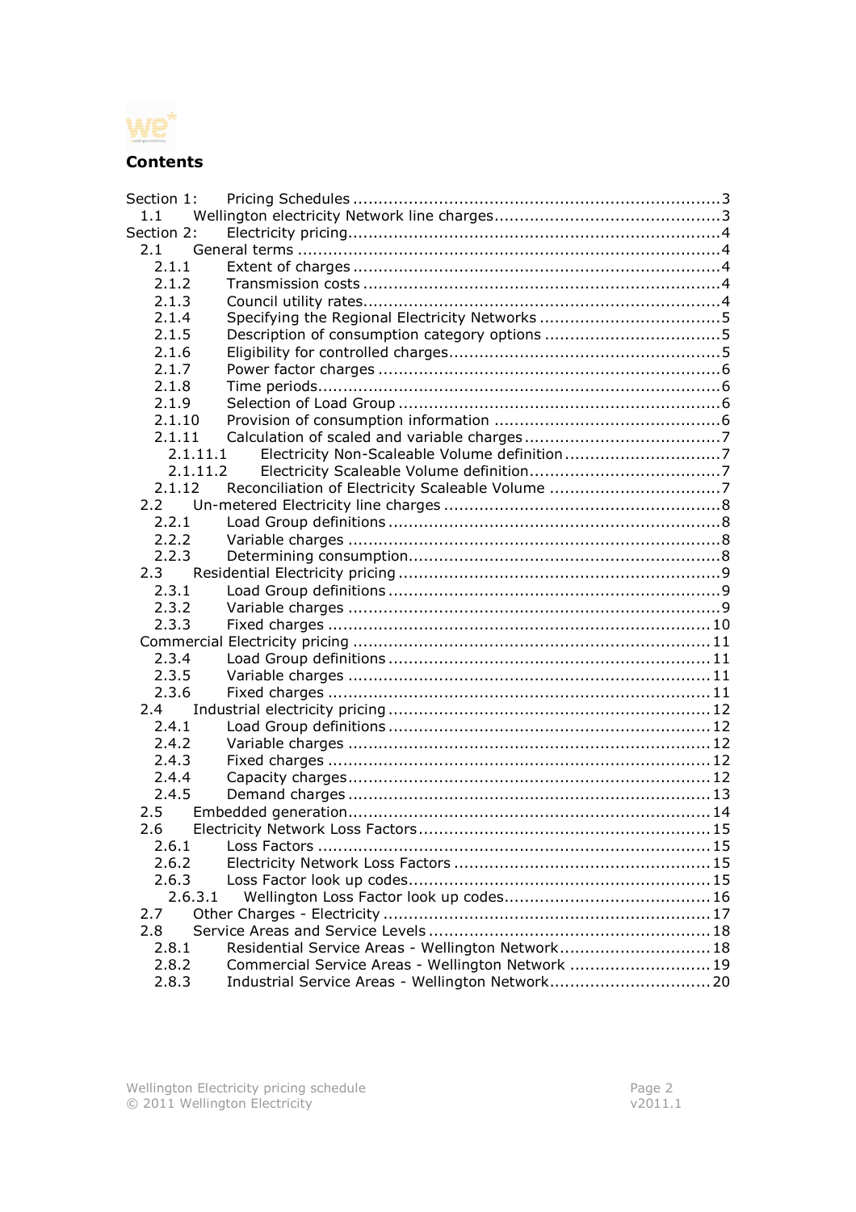# Contents

Section 1: Pricing Schedules .......................................................................... 3
- 1.1 Wellington electricity Network line charges .............................................. 3

Section 2: Electricity pricing ............................................................................ 4
- 2.1 General terms ........................................................................................ 4
  - 2.1.1 Extent of charges ............................................................................. 4
  - 2.1.2 Transmission costs ........................................................................... 4
  - 2.1.3 Council utility rates ........................................................................... 4
  - 2.1.4 Specifying the Regional Electricity Networks ........................................ 5
  - 2.1.5 Description of consumption category options ....................................... 5
  - 2.1.6 Eligibility for controlled charges ........................................................... 5
  - 2.1.7 Power factor charges ......................................................................... 6
  - 2.1.8 Time periods ..................................................................................... 6
  - 2.1.9 Selection of Load Group ..................................................................... 6
  - 2.1.10 Provision of consumption information ................................................ 6
  - 2.1.11 Calculation of scaled and variable charges .......................................... 7
    - 2.1.11.1 Electricity Non-Scaleable Volume definition ...................................... 7
    - 2.1.11.2 Electricity Scaleable Volume definition ............................................. 7
  - 2.1.12 Reconciliation of Electricity Scaleable Volume ...................................... 7
- 2.2 Un-metered Electricity line charges .......................................................... 8
  - 2.2.1 Load Group definitions ........................................................................ 8
  - 2.2.2 Variable charges ................................................................................ 8
  - 2.2.3 Determining consumption .................................................................... 8
- 2.3 Residential Electricity pricing ................................................................... 9
  - 2.3.1 Load Group definitions ........................................................................ 9
  - 2.3.2 Variable charges ................................................................................ 9
  - 2.3.3 Fixed charges .................................................................................. 10
- Commercial Electricity pricing ..................................................................... 11
  - 2.3.4 Load Group definitions ...................................................................... 11
  - 2.3.5 Variable charges .............................................................................. 11
  - 2.3.6 Fixed charges .................................................................................. 11
- 2.4 Industrial electricity pricing ..................................................................... 12
  - 2.4.1 Load Group definitions ...................................................................... 12
  - 2.4.2 Variable charges .............................................................................. 12
  - 2.4.3 Fixed charges .................................................................................. 12
  - 2.4.4 Capacity charges .............................................................................. 12
  - 2.4.5 Demand charges .............................................................................. 13
- 2.5 Embedded generation ............................................................................ 14
- 2.6 Electricity Network Loss Factors .............................................................. 15
  - 2.6.1 Loss Factors .................................................................................... 15
  - 2.6.2 Electricity Network Loss Factors .......................................................... 15
  - 2.6.3 Loss Factor look up codes .................................................................. 15
    - 2.6.3.1 Wellington Loss Factor look up codes ................................................ 16
- 2.7 Other Charges - Electricity ...................................................................... 17
- 2.8 Service Areas and Service Levels ............................................................. 18
  - 2.8.1 Residential Service Areas - Wellington Network ..................................... 18
  - 2.8.2 Commercial Service Areas - Wellington Network ................................... 19
  - 2.8.3 Industrial Service Areas - Wellington Network ....................................... 20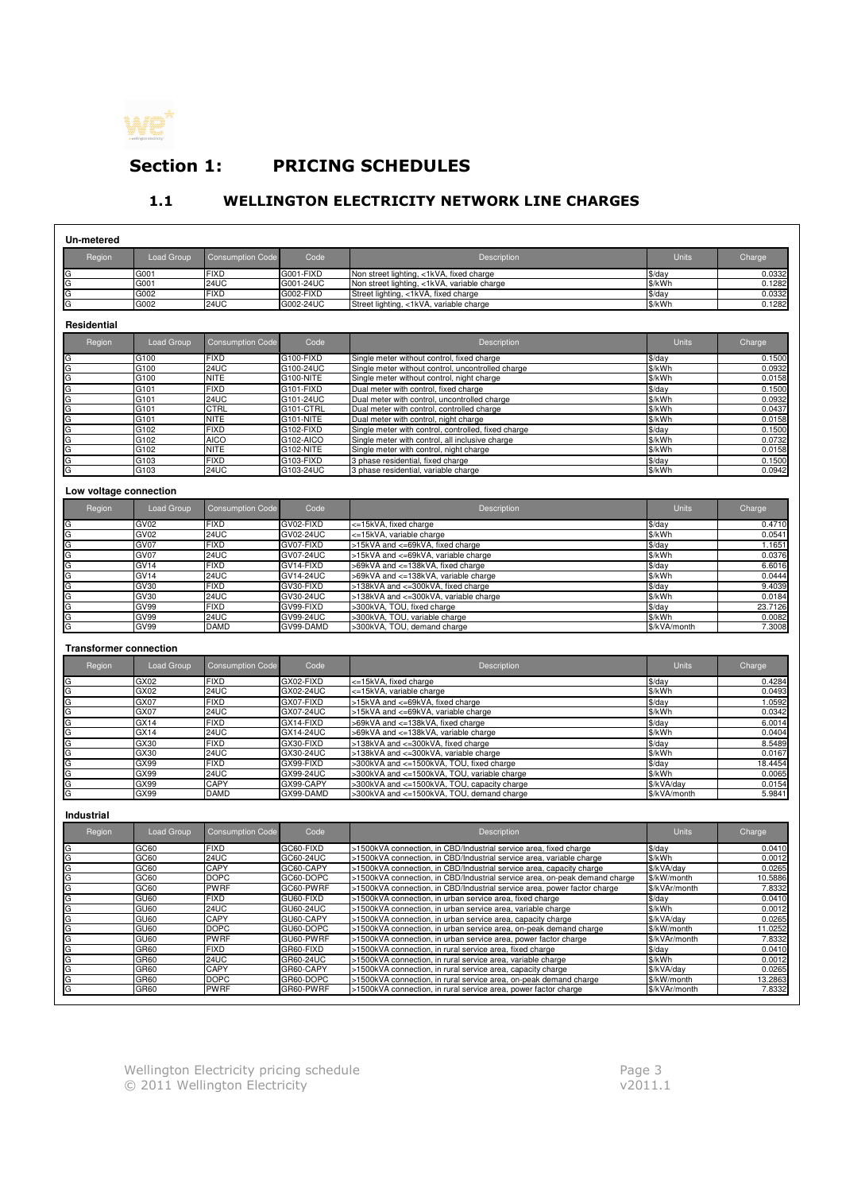# Section 1: PRICING SCHEDULES

## 1.1 WELLINGTON ELECTRICITY NETWORK LINE CHARGES

### Un-metered

| Region | Load Group | Consumption Code | Code | Description | Units | Charge |
|---|---|---|---|---|---|---|
| G | G001 | FIXD | G001-FIXD | Non street lighting, <1kVA, fixed charge | $/day | 0.0332 |
| G | G001 | 24UC | G001-24UC | Non street lighting, <1kVA, variable charge | $/kWh | 0.1282 |
| G | G002 | FIXD | G002-FIXD | Street lighting, <1kVA, fixed charge | $/day | 0.0332 |
| G | G002 | 24UC | G002-24UC | Street lighting, <1kVA, variable charge | $/kWh | 0.1282 |

### Residential

| Region | Load Group | Consumption Code | Code | Description | Units | Charge |
|---|---|---|---|---|---|---|
| G | G100 | FIXD | G100-FIXD | Single meter without control, fixed charge | $/day | 0.1500 |
| G | G100 | 24UC | G100-24UC | Single meter without control, uncontrolled charge | $/kWh | 0.0932 |
| G | G100 | NITE | G100-NITE | Single meter without control, night charge | $/kWh | 0.0158 |
| G | G101 | FIXD | G101-FIXD | Dual meter with control, fixed charge | $/day | 0.1500 |
| G | G101 | 24UC | G101-24UC | Dual meter with control, uncontrolled charge | $/kWh | 0.0932 |
| G | G101 | CTRL | G101-CTRL | Dual meter with control, controlled charge | $/kWh | 0.0437 |
| G | G101 | NITE | G101-NITE | Dual meter with control, night charge | $/kWh | 0.0158 |
| G | G102 | FIXD | G102-FIXD | Single meter with control, controlled, fixed charge | $/day | 0.1500 |
| G | G102 | AICO | G102-AICO | Single meter with control, all inclusive charge | $/kWh | 0.0732 |
| G | G102 | NITE | G102-NITE | Single meter with control, night charge | $/kWh | 0.0158 |
| G | G103 | FIXD | G103-FIXD | 3 phase residential, fixed charge | $/day | 0.1500 |
| G | G103 | 24UC | G103-24UC | 3 phase residential, variable charge | $/kWh | 0.0942 |

### Low voltage connection

| Region | Load Group | Consumption Code | Code | Description | Units | Charge |
|---|---|---|---|---|---|---|
| G | GV02 | FIXD | GV02-FIXD | <=15kVA, fixed charge | $/day | 0.4710 |
| G | GV02 | 24UC | GV02-24UC | <=15kVA, variable charge | $/kWh | 0.0541 |
| G | GV07 | FIXD | GV07-FIXD | >15kVA and <=69kVA, fixed charge | $/day | 1.1651 |
| G | GV07 | 24UC | GV07-24UC | >15kVA and <=69kVA, variable charge | $/kWh | 0.0376 |
| G | GV14 | FIXD | GV14-FIXD | >69kVA and <=138kVA, fixed charge | $/day | 6.6016 |
| G | GV14 | 24UC | GV14-24UC | >69kVA and <=138kVA, variable charge | $/kWh | 0.0444 |
| G | GV30 | FIXD | GV30-FIXD | >138kVA and <=300kVA, fixed charge | $/day | 9.4039 |
| G | GV30 | 24UC | GV30-24UC | >138kVA and <=300kVA, variable charge | $/kWh | 0.0184 |
| G | GV99 | FIXD | GV99-FIXD | >300kVA, TOU, fixed charge | $/day | 23.7126 |
| G | GV99 | 24UC | GV99-24UC | >300kVA, TOU, variable charge | $/kWh | 0.0082 |
| G | GV99 | DAMD | GV99-DAMD | >300kVA, TOU, demand charge | $/kVA/month | 7.3008 |

### Transformer connection

| Region | Load Group | Consumption Code | Code | Description | Units | Charge |
|---|---|---|---|---|---|---|
| G | GX02 | FIXD | GX02-FIXD | <=15kVA, fixed charge | $/day | 0.4284 |
| G | GX02 | 24UC | GX02-24UC | <=15kVA, variable charge | $/kWh | 0.0493 |
| G | GX07 | FIXD | GX07-FIXD | >15kVA and <=69kVA, fixed charge | $/day | 1.0592 |
| G | GX07 | 24UC | GX07-24UC | >15kVA and <=69kVA, variable charge | $/kWh | 0.0342 |
| G | GX14 | FIXD | GX14-FIXD | >69kVA and <=138kVA, fixed charge | $/day | 6.0014 |
| G | GX14 | 24UC | GX14-24UC | >69kVA and <=138kVA, variable charge | $/kWh | 0.0404 |
| G | GX30 | FIXD | GX30-FIXD | >138kVA and <=300kVA, fixed charge | $/day | 8.5489 |
| G | GX30 | 24UC | GX30-24UC | >138kVA and <=300kVA, variable charge | $/kWh | 0.0167 |
| G | GX99 | FIXD | GX99-FIXD | >300kVA and <=1500kVA, TOU, fixed charge | $/day | 18.4454 |
| G | GX99 | 24UC | GX99-24UC | >300kVA and <=1500kVA, TOU, variable charge | $/kWh | 0.0065 |
| G | GX99 | CAPY | GX99-CAPY | >300kVA and <=1500kVA, TOU, capacity charge | $/kVA/day | 0.0154 |
| G | GX99 | DAMD | GX99-DAMD | >300kVA and <=1500kVA, TOU, demand charge | $/kVA/month | 5.9841 |

### Industrial

| Region | Load Group | Consumption Code | Code | Description | Units | Charge |
|---|---|---|---|---|---|---|
| G | GC60 | FIXD | GC60-FIXD | >1500kVA connection, in CBD/Industrial service area, fixed charge | $/day | 0.0410 |
| G | GC60 | 24UC | GC60-24UC | >1500kVA connection, in CBD/Industrial service area, variable charge | $/kWh | 0.0012 |
| G | GC60 | CAPY | GC60-CAPY | >1500kVA connection, in CBD/Industrial service area, capacity charge | $/kVA/day | 0.0265 |
| G | GC60 | DOPC | GC60-DOPC | >1500kVA connection, in CBD/Industrial service area, on-peak demand charge | $/kW/month | 10.5886 |
| G | GC60 | PWRF | GC60-PWRF | >1500kVA connection, in CBD/Industrial service area, power factor charge | $/kVAr/month | 7.8332 |
| G | GU60 | FIXD | GU60-FIXD | >1500kVA connection, in urban service area, fixed charge | $/day | 0.0410 |
| G | GU60 | 24UC | GU60-24UC | >1500kVA connection, in urban service area, variable charge | $/kWh | 0.0012 |
| G | GU60 | CAPY | GU60-CAPY | >1500kVA connection, in urban service area, capacity charge | $/kVA/day | 0.0265 |
| G | GU60 | DOPC | GU60-DOPC | >1500kVA connection, in urban service area, on-peak demand charge | $/kW/month | 11.0252 |
| G | GU60 | PWRF | GU60-PWRF | >1500kVA connection, in urban service area, power factor charge | $/kVAr/month | 7.8332 |
| G | GR60 | FIXD | GR60-FIXD | >1500kVA connection, in rural service area, fixed charge | $/day | 0.0410 |
| G | GR60 | 24UC | GR60-24UC | >1500kVA connection, in rural service area, variable charge | $/kWh | 0.0012 |
| G | GR60 | CAPY | GR60-CAPY | >1500kVA connection, in rural service area, capacity charge | $/kVA/day | 0.0265 |
| G | GR60 | DOPC | GR60-DOPC | >1500kVA connection, in rural service area, on-peak demand charge | $/kW/month | 13.2863 |
| G | GR60 | PWRF | GR60-PWRF | >1500kVA connection, in rural service area, power factor charge | $/kVAr/month | 7.8332 |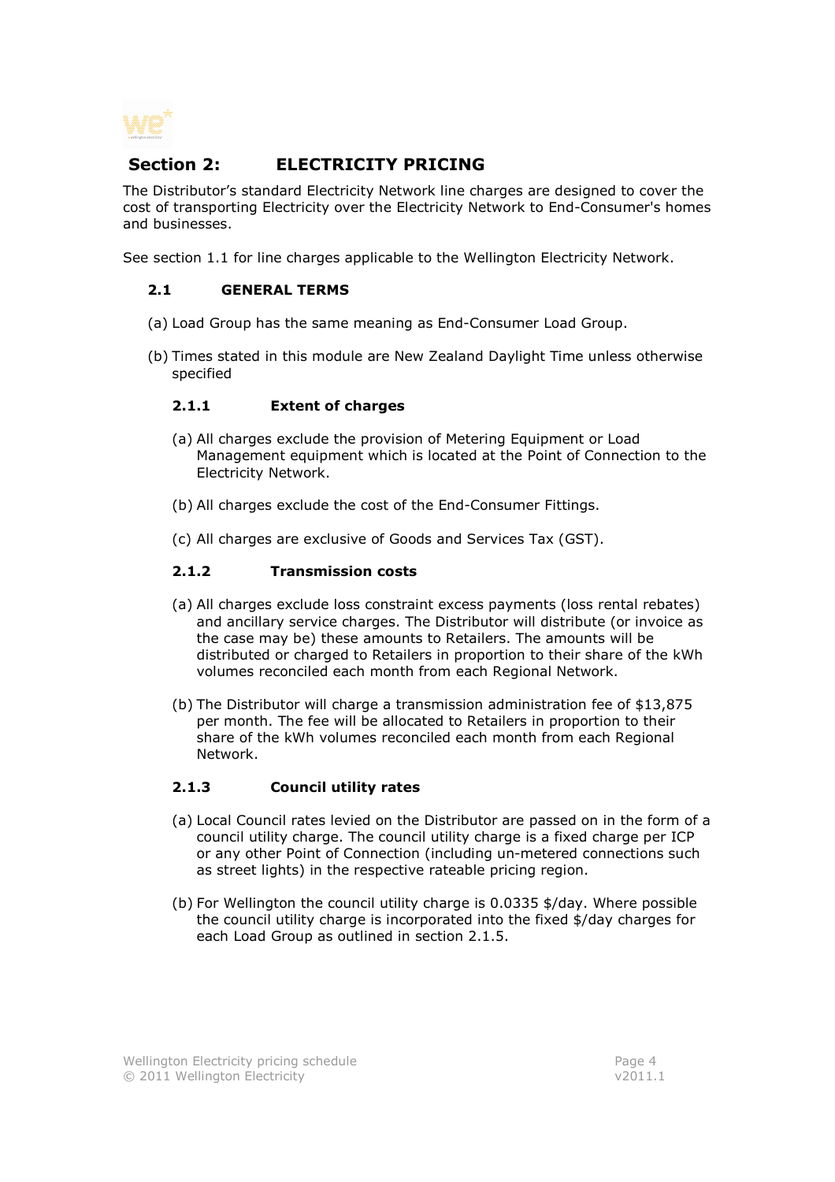# Section 2: ELECTRICITY PRICING

The Distributor's standard Electricity Network line charges are designed to cover the cost of transporting Electricity over the Electricity Network to End-Consumer's homes and businesses.

See section 1.1 for line charges applicable to the Wellington Electricity Network.

## 2.1 GENERAL TERMS

(a) Load Group has the same meaning as End-Consumer Load Group.

(b) Times stated in this module are New Zealand Daylight Time unless otherwise specified

### 2.1.1 Extent of charges

(a) All charges exclude the provision of Metering Equipment or Load Management equipment which is located at the Point of Connection to the Electricity Network.

(b) All charges exclude the cost of the End-Consumer Fittings.

(c) All charges are exclusive of Goods and Services Tax (GST).

### 2.1.2 Transmission costs

(a) All charges exclude loss constraint excess payments (loss rental rebates) and ancillary service charges. The Distributor will distribute (or invoice as the case may be) these amounts to Retailers. The amounts will be distributed or charged to Retailers in proportion to their share of the kWh volumes reconciled each month from each Regional Network.

(b) The Distributor will charge a transmission administration fee of $13,875 per month. The fee will be allocated to Retailers in proportion to their share of the kWh volumes reconciled each month from each Regional Network.

### 2.1.3 Council utility rates

(a) Local Council rates levied on the Distributor are passed on in the form of a council utility charge. The council utility charge is a fixed charge per ICP or any other Point of Connection (including un-metered connections such as street lights) in the respective rateable pricing region.

(b) For Wellington the council utility charge is 0.0335 $/day. Where possible the council utility charge is incorporated into the fixed $/day charges for each Load Group as outlined in section 2.1.5.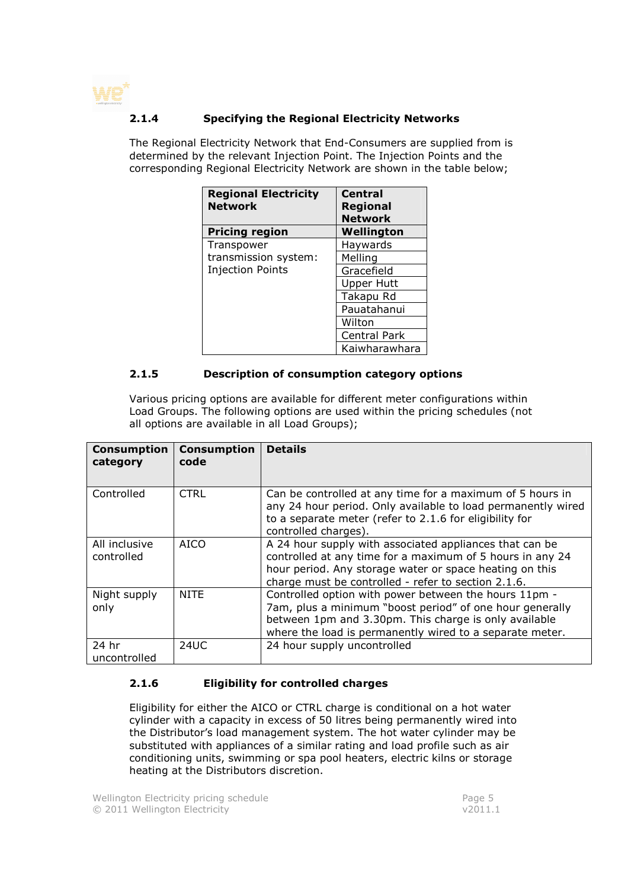### 2.1.4 Specifying the Regional Electricity Networks

The Regional Electricity Network that End-Consumers are supplied from is determined by the relevant Injection Point. The Injection Points and the corresponding Regional Electricity Network are shown in the table below;

| **Regional Electricity Network** | **Central Regional Network** |
|---|---|
| **Pricing region** | **Wellington** |
| Transpower transmission system: Injection Points | Haywards |
| | Melling |
| | Gracefield |
| | Upper Hutt |
| | Takapu Rd |
| | Pauatahanui |
| | Wilton |
| | Central Park |
| | Kaiwharawhara |

### 2.1.5 Description of consumption category options

Various pricing options are available for different meter configurations within Load Groups. The following options are used within the pricing schedules (not all options are available in all Load Groups);

| **Consumption category** | **Consumption code** | **Details** |
|---|---|---|
| Controlled | CTRL | Can be controlled at any time for a maximum of 5 hours in any 24 hour period. Only available to load permanently wired to a separate meter (refer to 2.1.6 for eligibility for controlled charges). |
| All inclusive controlled | AICO | A 24 hour supply with associated appliances that can be controlled at any time for a maximum of 5 hours in any 24 hour period. Any storage water or space heating on this charge must be controlled - refer to section 2.1.6. |
| Night supply only | NITE | Controlled option with power between the hours 11pm - 7am, plus a minimum "boost period" of one hour generally between 1pm and 3.30pm. This charge is only available where the load is permanently wired to a separate meter. |
| 24 hr uncontrolled | 24UC | 24 hour supply uncontrolled |

### 2.1.6 Eligibility for controlled charges

Eligibility for either the AICO or CTRL charge is conditional on a hot water cylinder with a capacity in excess of 50 litres being permanently wired into the Distributor's load management system. The hot water cylinder may be substituted with appliances of a similar rating and load profile such as air conditioning units, swimming or spa pool heaters, electric kilns or storage heating at the Distributors discretion.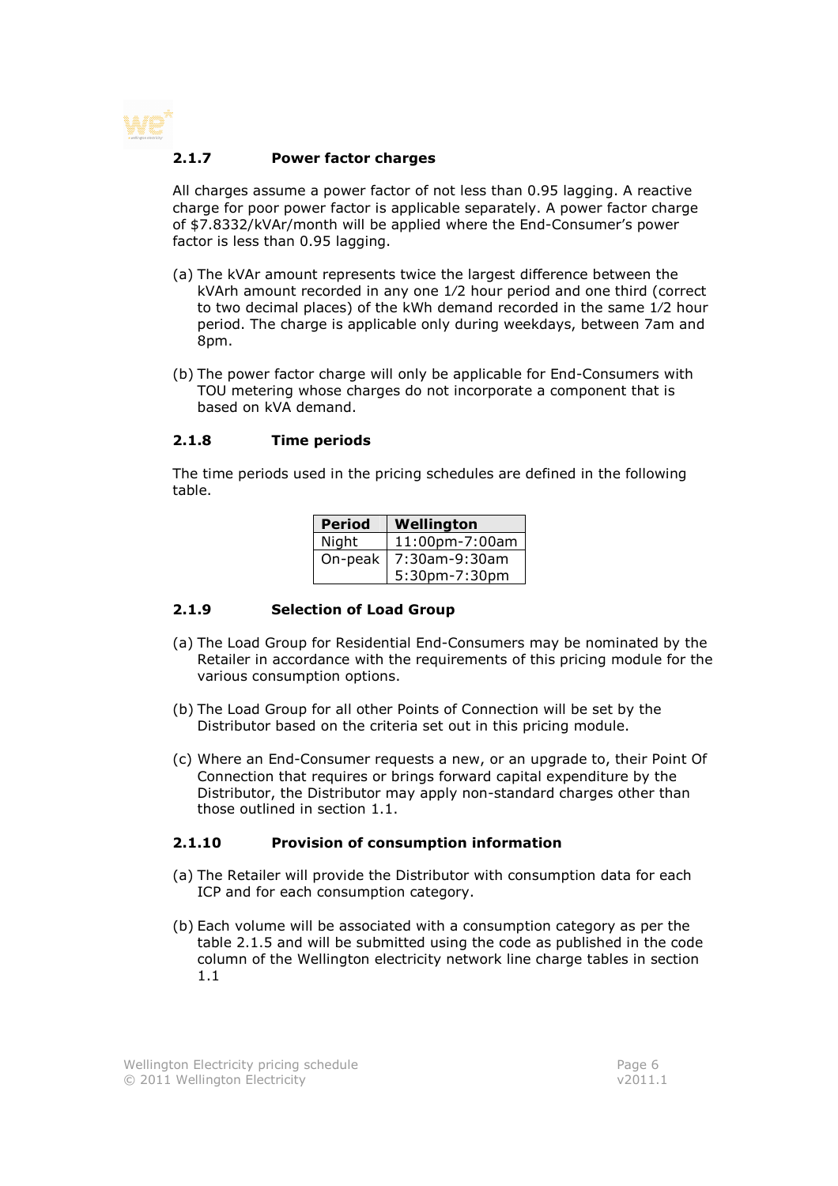### 2.1.7 Power factor charges

All charges assume a power factor of not less than 0.95 lagging. A reactive charge for poor power factor is applicable separately. A power factor charge of $7.8332/kVAr/month will be applied where the End-Consumer's power factor is less than 0.95 lagging.

(a) The kVAr amount represents twice the largest difference between the kVArh amount recorded in any one 1⁄2 hour period and one third (correct to two decimal places) of the kWh demand recorded in the same 1⁄2 hour period. The charge is applicable only during weekdays, between 7am and 8pm.

(b) The power factor charge will only be applicable for End-Consumers with TOU metering whose charges do not incorporate a component that is based on kVA demand.

### 2.1.8 Time periods

The time periods used in the pricing schedules are defined in the following table.

| Period | Wellington |
|---|---|
| Night | 11:00pm-7:00am |
| On-peak | 7:30am-9:30am<br>5:30pm-7:30pm |

### 2.1.9 Selection of Load Group

(a) The Load Group for Residential End-Consumers may be nominated by the Retailer in accordance with the requirements of this pricing module for the various consumption options.

(b) The Load Group for all other Points of Connection will be set by the Distributor based on the criteria set out in this pricing module.

(c) Where an End-Consumer requests a new, or an upgrade to, their Point Of Connection that requires or brings forward capital expenditure by the Distributor, the Distributor may apply non-standard charges other than those outlined in section 1.1.

### 2.1.10 Provision of consumption information

(a) The Retailer will provide the Distributor with consumption data for each ICP and for each consumption category.

(b) Each volume will be associated with a consumption category as per the table 2.1.5 and will be submitted using the code as published in the code column of the Wellington electricity network line charge tables in section 1.1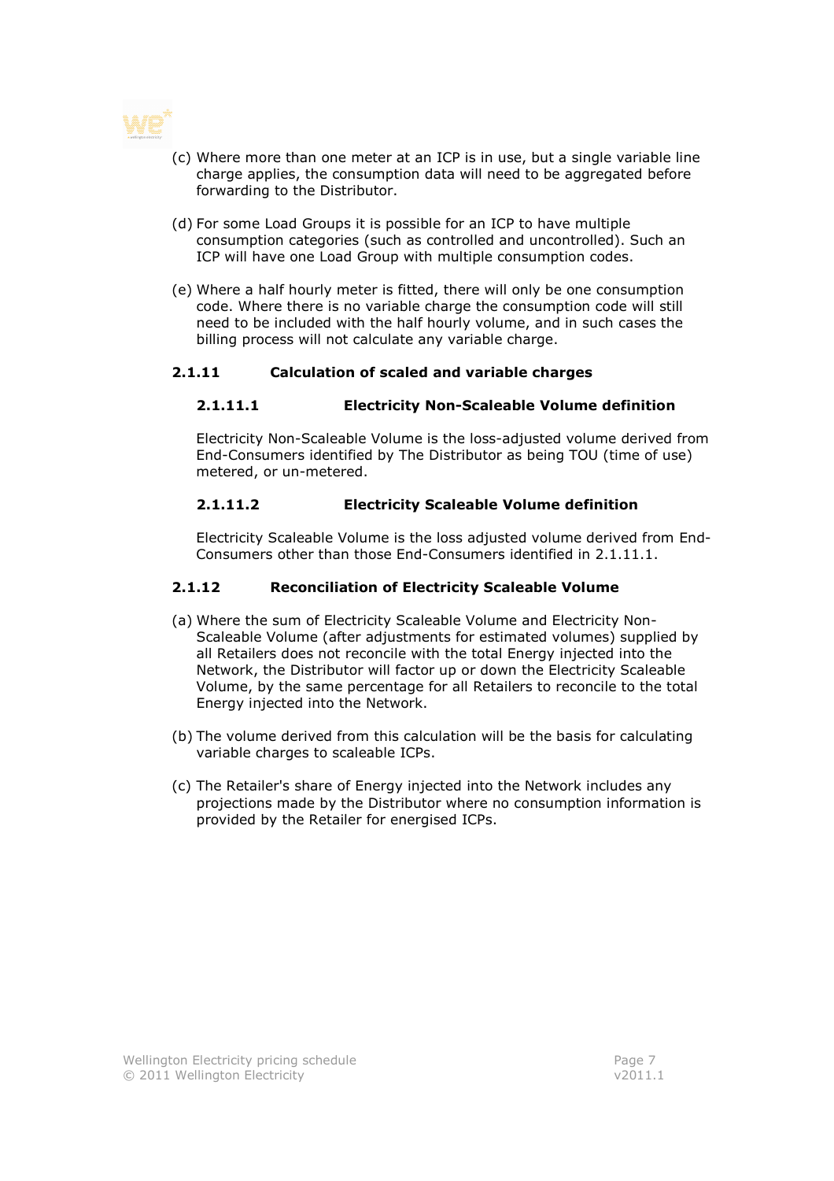(c) Where more than one meter at an ICP is in use, but a single variable line charge applies, the consumption data will need to be aggregated before forwarding to the Distributor.

(d) For some Load Groups it is possible for an ICP to have multiple consumption categories (such as controlled and uncontrolled). Such an ICP will have one Load Group with multiple consumption codes.

(e) Where a half hourly meter is fitted, there will only be one consumption code. Where there is no variable charge the consumption code will still need to be included with the half hourly volume, and in such cases the billing process will not calculate any variable charge.

### 2.1.11 Calculation of scaled and variable charges

#### 2.1.11.1 Electricity Non-Scaleable Volume definition

Electricity Non-Scaleable Volume is the loss-adjusted volume derived from End-Consumers identified by The Distributor as being TOU (time of use) metered, or un-metered.

#### 2.1.11.2 Electricity Scaleable Volume definition

Electricity Scaleable Volume is the loss adjusted volume derived from End-Consumers other than those End-Consumers identified in 2.1.11.1.

### 2.1.12 Reconciliation of Electricity Scaleable Volume

(a) Where the sum of Electricity Scaleable Volume and Electricity Non-Scaleable Volume (after adjustments for estimated volumes) supplied by all Retailers does not reconcile with the total Energy injected into the Network, the Distributor will factor up or down the Electricity Scaleable Volume, by the same percentage for all Retailers to reconcile to the total Energy injected into the Network.

(b) The volume derived from this calculation will be the basis for calculating variable charges to scaleable ICPs.

(c) The Retailer's share of Energy injected into the Network includes any projections made by the Distributor where no consumption information is provided by the Retailer for energised ICPs.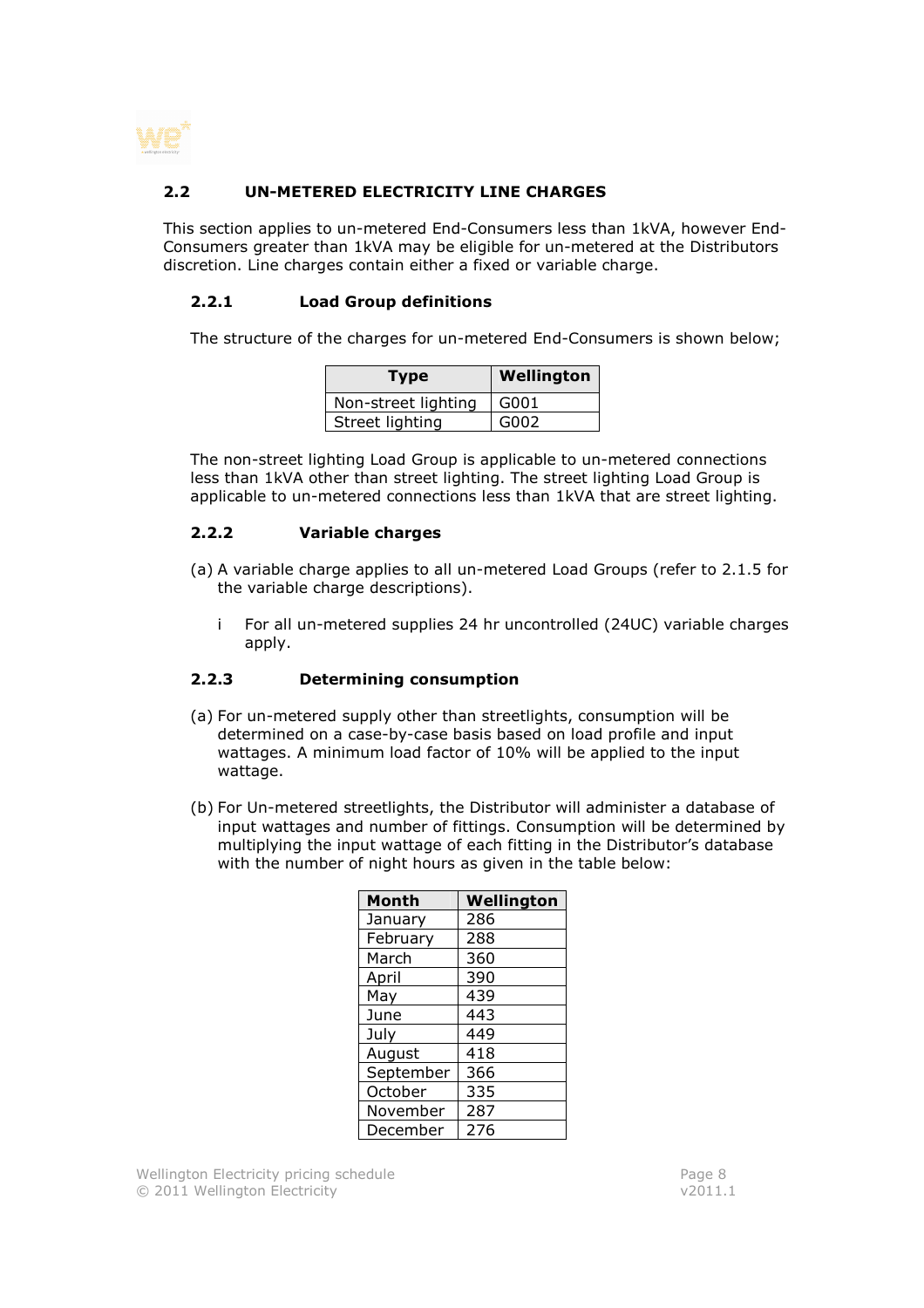## 2.2 UN-METERED ELECTRICITY LINE CHARGES

This section applies to un-metered End-Consumers less than 1kVA, however End-Consumers greater than 1kVA may be eligible for un-metered at the Distributors discretion. Line charges contain either a fixed or variable charge.

### 2.2.1 Load Group definitions

The structure of the charges for un-metered End-Consumers is shown below;

| Type | Wellington |
|---|---|
| Non-street lighting | G001 |
| Street lighting | G002 |

The non-street lighting Load Group is applicable to un-metered connections less than 1kVA other than street lighting. The street lighting Load Group is applicable to un-metered connections less than 1kVA that are street lighting.

### 2.2.2 Variable charges

(a) A variable charge applies to all un-metered Load Groups (refer to 2.1.5 for the variable charge descriptions).

i For all un-metered supplies 24 hr uncontrolled (24UC) variable charges apply.

### 2.2.3 Determining consumption

(a) For un-metered supply other than streetlights, consumption will be determined on a case-by-case basis based on load profile and input wattages. A minimum load factor of 10% will be applied to the input wattage.

(b) For Un-metered streetlights, the Distributor will administer a database of input wattages and number of fittings. Consumption will be determined by multiplying the input wattage of each fitting in the Distributor's database with the number of night hours as given in the table below:

| Month | Wellington |
|---|---|
| January | 286 |
| February | 288 |
| March | 360 |
| April | 390 |
| May | 439 |
| June | 443 |
| July | 449 |
| August | 418 |
| September | 366 |
| October | 335 |
| November | 287 |
| December | 276 |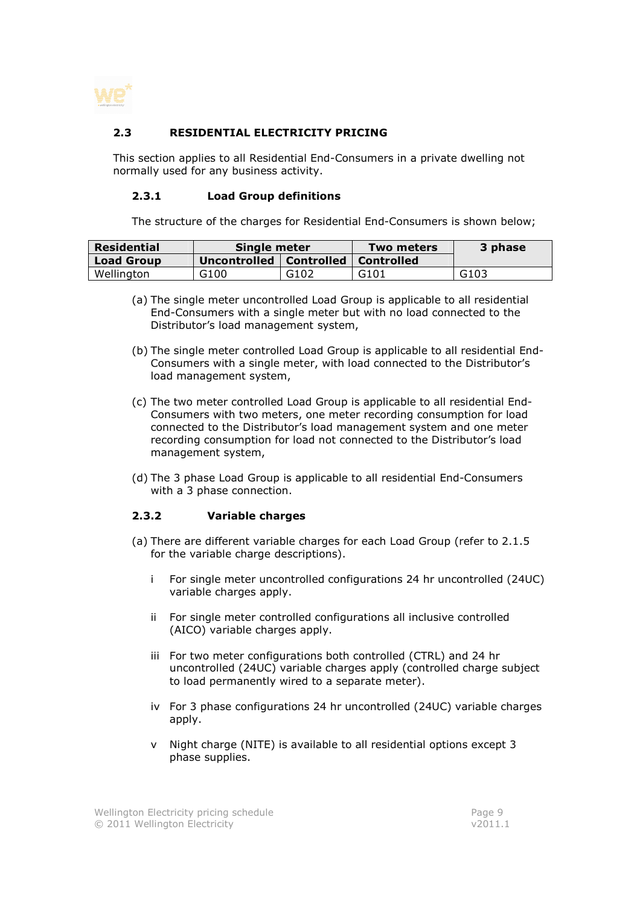## 2.3 RESIDENTIAL ELECTRICITY PRICING

This section applies to all Residential End-Consumers in a private dwelling not normally used for any business activity.

### 2.3.1 Load Group definitions

The structure of the charges for Residential End-Consumers is shown below;

| Residential | Single meter | | Two meters | 3 phase |
|---|---|---|---|---|
| Load Group | Uncontrolled | Controlled | Controlled | |
| Wellington | G100 | G102 | G101 | G103 |

(a) The single meter uncontrolled Load Group is applicable to all residential End-Consumers with a single meter but with no load connected to the Distributor's load management system,

(b) The single meter controlled Load Group is applicable to all residential End-Consumers with a single meter, with load connected to the Distributor's load management system,

(c) The two meter controlled Load Group is applicable to all residential End-Consumers with two meters, one meter recording consumption for load connected to the Distributor's load management system and one meter recording consumption for load not connected to the Distributor's load management system,

(d) The 3 phase Load Group is applicable to all residential End-Consumers with a 3 phase connection.

### 2.3.2 Variable charges

(a) There are different variable charges for each Load Group (refer to 2.1.5 for the variable charge descriptions).

i For single meter uncontrolled configurations 24 hr uncontrolled (24UC) variable charges apply.

ii For single meter controlled configurations all inclusive controlled (AICO) variable charges apply.

iii For two meter configurations both controlled (CTRL) and 24 hr uncontrolled (24UC) variable charges apply (controlled charge subject to load permanently wired to a separate meter).

iv For 3 phase configurations 24 hr uncontrolled (24UC) variable charges apply.

v Night charge (NITE) is available to all residential options except 3 phase supplies.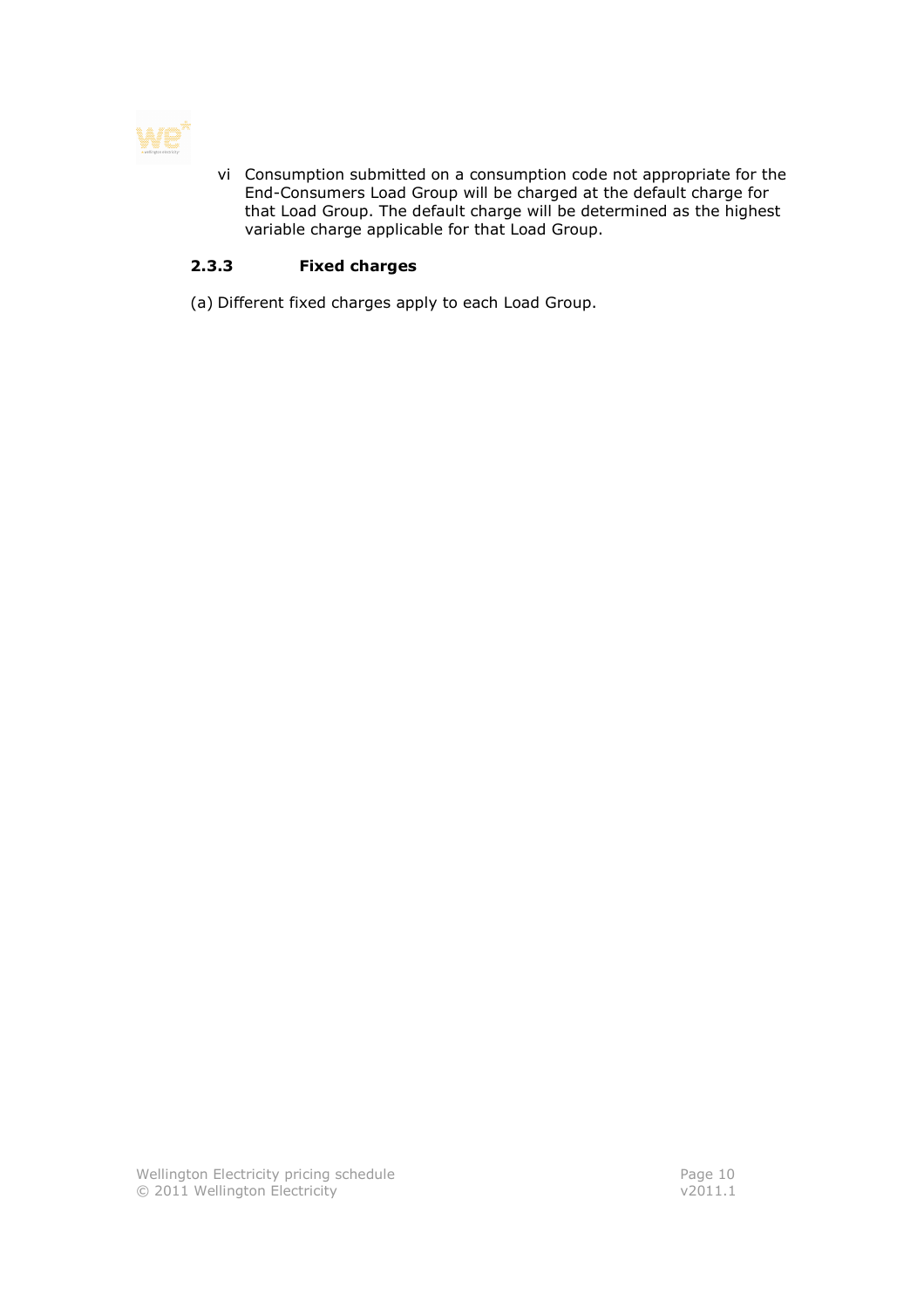vi Consumption submitted on a consumption code not appropriate for the End-Consumers Load Group will be charged at the default charge for that Load Group. The default charge will be determined as the highest variable charge applicable for that Load Group.

### 2.3.3 Fixed charges

(a) Different fixed charges apply to each Load Group.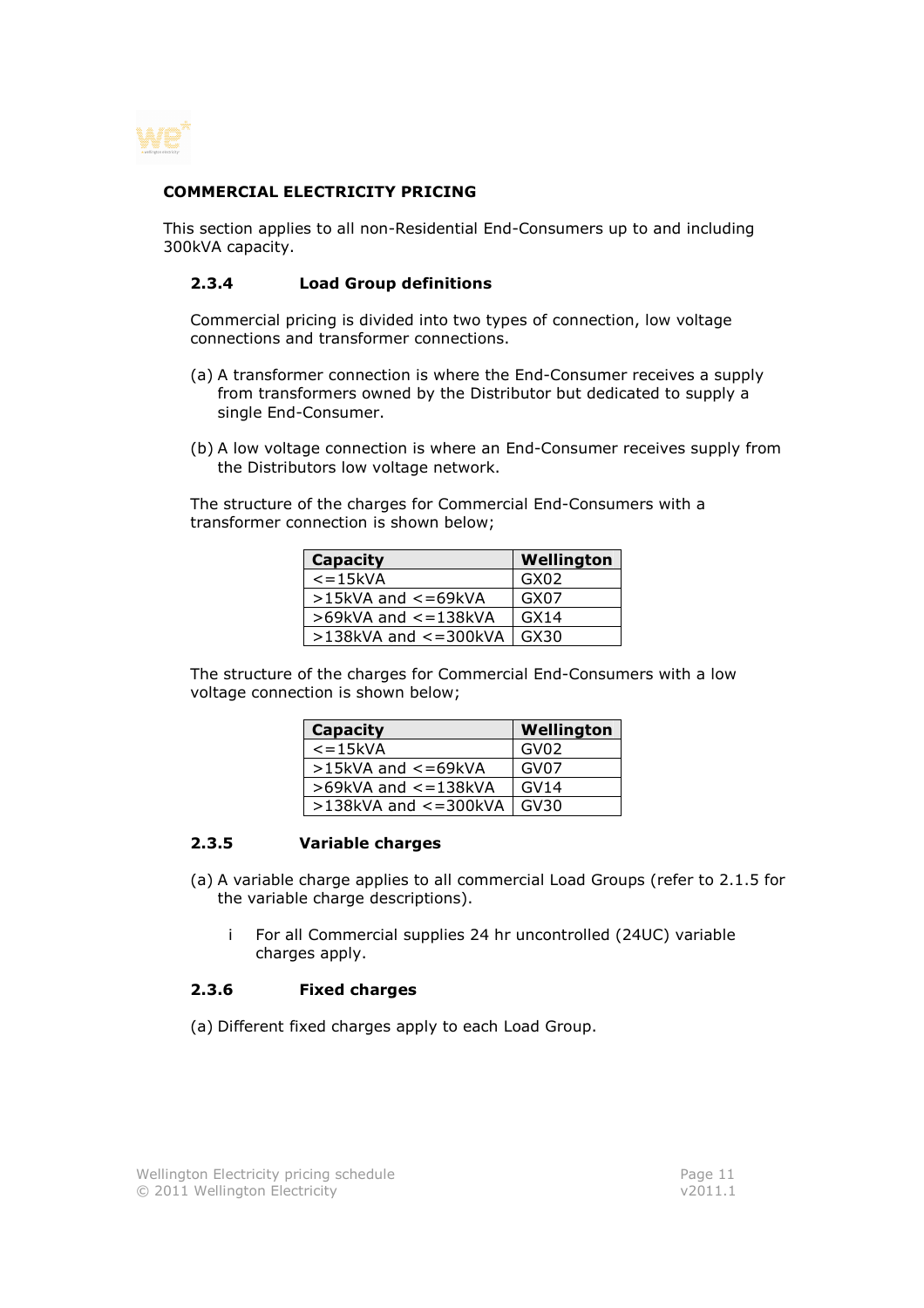## COMMERCIAL ELECTRICITY PRICING

This section applies to all non-Residential End-Consumers up to and including 300kVA capacity.

### 2.3.4 Load Group definitions

Commercial pricing is divided into two types of connection, low voltage connections and transformer connections.

(a) A transformer connection is where the End-Consumer receives a supply from transformers owned by the Distributor but dedicated to supply a single End-Consumer.

(b) A low voltage connection is where an End-Consumer receives supply from the Distributors low voltage network.

The structure of the charges for Commercial End-Consumers with a transformer connection is shown below;

| Capacity | Wellington |
|---|---|
| <=15kVA | GX02 |
| >15kVA and <=69kVA | GX07 |
| >69kVA and <=138kVA | GX14 |
| >138kVA and <=300kVA | GX30 |

The structure of the charges for Commercial End-Consumers with a low voltage connection is shown below;

| Capacity | Wellington |
|---|---|
| <=15kVA | GV02 |
| >15kVA and <=69kVA | GV07 |
| >69kVA and <=138kVA | GV14 |
| >138kVA and <=300kVA | GV30 |

### 2.3.5 Variable charges

(a) A variable charge applies to all commercial Load Groups (refer to 2.1.5 for the variable charge descriptions).

  i For all Commercial supplies 24 hr uncontrolled (24UC) variable charges apply.

### 2.3.6 Fixed charges

(a) Different fixed charges apply to each Load Group.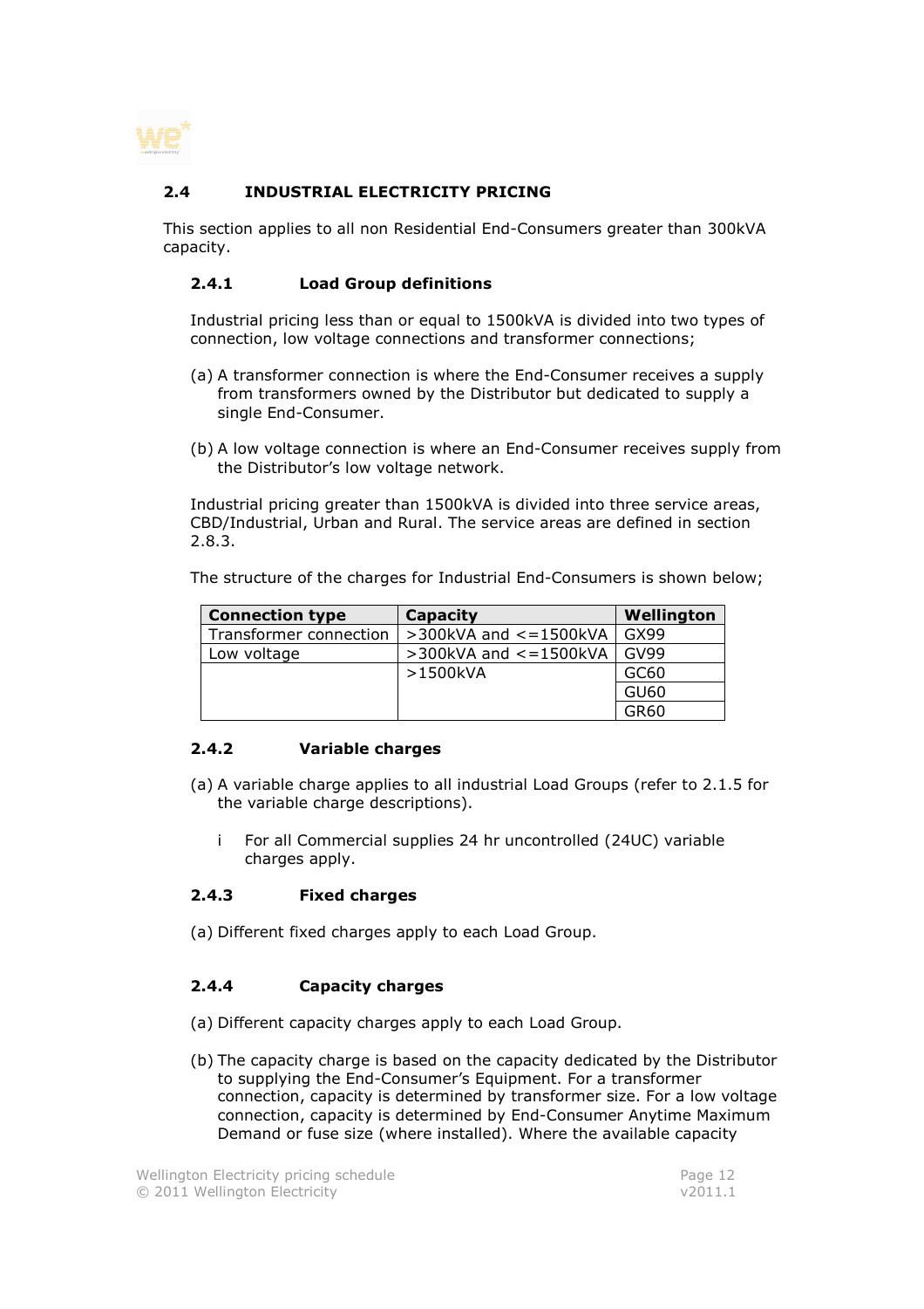## 2.4 INDUSTRIAL ELECTRICITY PRICING

This section applies to all non Residential End-Consumers greater than 300kVA capacity.

### 2.4.1 Load Group definitions

Industrial pricing less than or equal to 1500kVA is divided into two types of connection, low voltage connections and transformer connections;

(a) A transformer connection is where the End-Consumer receives a supply from transformers owned by the Distributor but dedicated to supply a single End-Consumer.

(b) A low voltage connection is where an End-Consumer receives supply from the Distributor's low voltage network.

Industrial pricing greater than 1500kVA is divided into three service areas, CBD/Industrial, Urban and Rural. The service areas are defined in section 2.8.3.

The structure of the charges for Industrial End-Consumers is shown below;

| Connection type | Capacity | Wellington |
|---|---|---|
| Transformer connection | >300kVA and <=1500kVA | GX99 |
| Low voltage | >300kVA and <=1500kVA | GV99 |
| | >1500kVA | GC60 |
| | | GU60 |
| | | GR60 |

### 2.4.2 Variable charges

(a) A variable charge applies to all industrial Load Groups (refer to 2.1.5 for the variable charge descriptions).

   i For all Commercial supplies 24 hr uncontrolled (24UC) variable charges apply.

### 2.4.3 Fixed charges

(a) Different fixed charges apply to each Load Group.

### 2.4.4 Capacity charges

(a) Different capacity charges apply to each Load Group.

(b) The capacity charge is based on the capacity dedicated by the Distributor to supplying the End-Consumer's Equipment. For a transformer connection, capacity is determined by transformer size. For a low voltage connection, capacity is determined by End-Consumer Anytime Maximum Demand or fuse size (where installed). Where the available capacity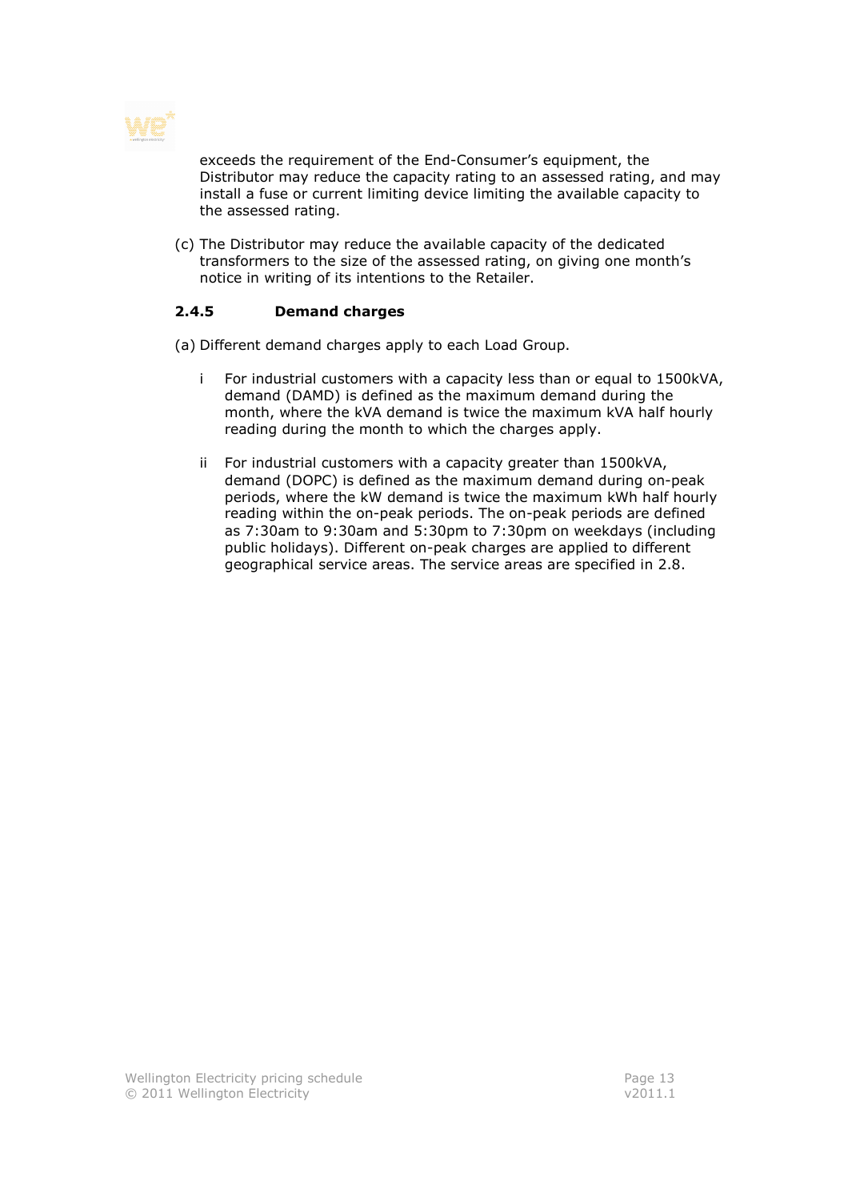exceeds the requirement of the End-Consumer's equipment, the Distributor may reduce the capacity rating to an assessed rating, and may install a fuse or current limiting device limiting the available capacity to the assessed rating.

(c) The Distributor may reduce the available capacity of the dedicated transformers to the size of the assessed rating, on giving one month's notice in writing of its intentions to the Retailer.

### 2.4.5 Demand charges

(a) Different demand charges apply to each Load Group.

- i For industrial customers with a capacity less than or equal to 1500kVA, demand (DAMD) is defined as the maximum demand during the month, where the kVA demand is twice the maximum kVA half hourly reading during the month to which the charges apply.

- ii For industrial customers with a capacity greater than 1500kVA, demand (DOPC) is defined as the maximum demand during on-peak periods, where the kW demand is twice the maximum kWh half hourly reading within the on-peak periods. The on-peak periods are defined as 7:30am to 9:30am and 5:30pm to 7:30pm on weekdays (including public holidays). Different on-peak charges are applied to different geographical service areas. The service areas are specified in 2.8.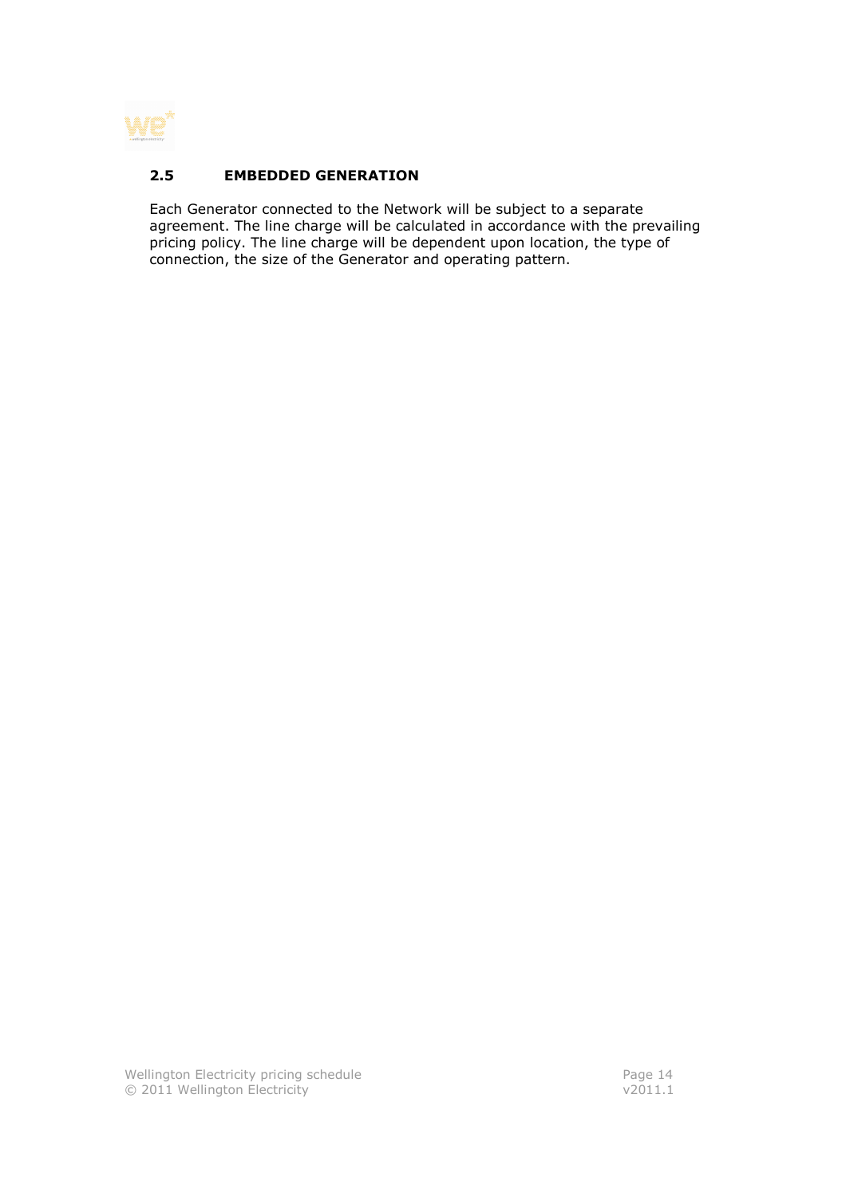## 2.5 EMBEDDED GENERATION

Each Generator connected to the Network will be subject to a separate agreement. The line charge will be calculated in accordance with the prevailing pricing policy. The line charge will be dependent upon location, the type of connection, the size of the Generator and operating pattern.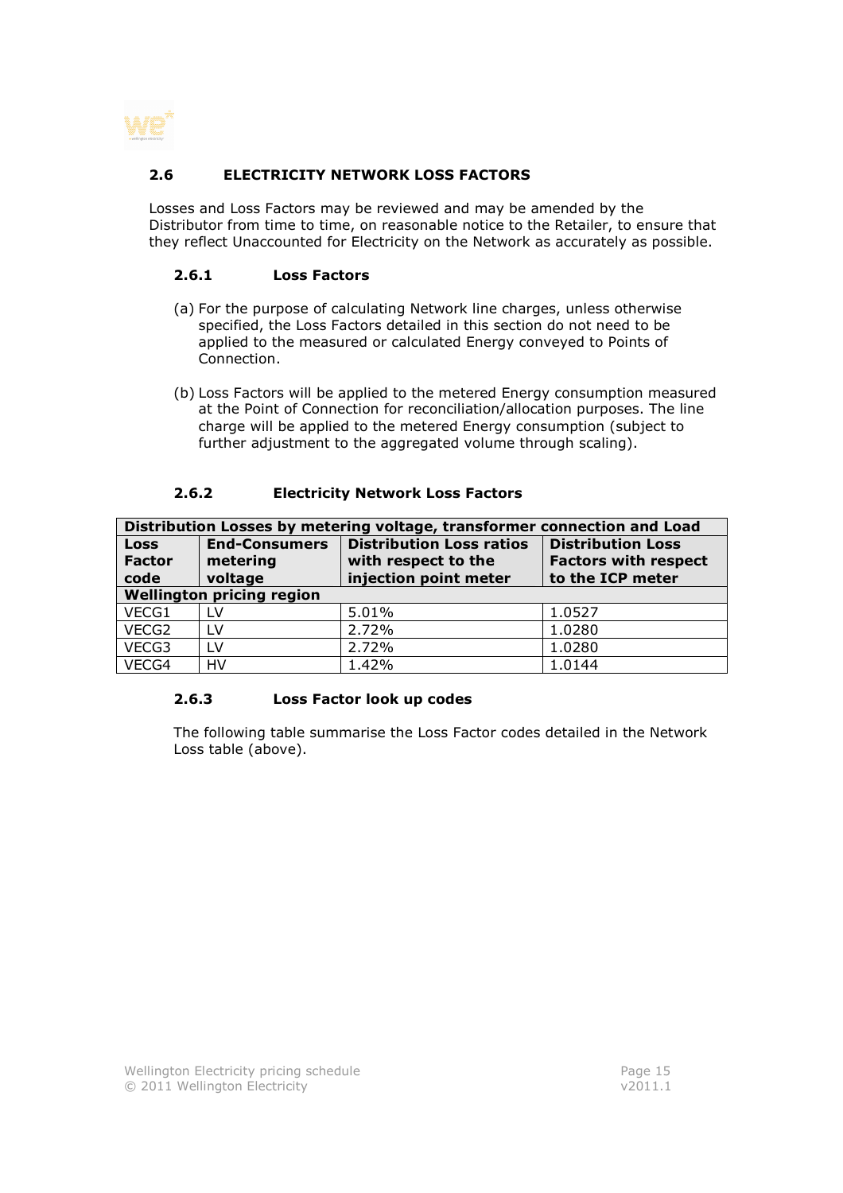## 2.6 ELECTRICITY NETWORK LOSS FACTORS

Losses and Loss Factors may be reviewed and may be amended by the Distributor from time to time, on reasonable notice to the Retailer, to ensure that they reflect Unaccounted for Electricity on the Network as accurately as possible.

### 2.6.1 Loss Factors

(a) For the purpose of calculating Network line charges, unless otherwise specified, the Loss Factors detailed in this section do not need to be applied to the measured or calculated Energy conveyed to Points of Connection.

(b) Loss Factors will be applied to the metered Energy consumption measured at the Point of Connection for reconciliation/allocation purposes. The line charge will be applied to the metered Energy consumption (subject to further adjustment to the aggregated volume through scaling).

### 2.6.2 Electricity Network Loss Factors

| Distribution Losses by metering voltage, transformer connection and Load | | | |
|---|---|---|---|
| **Loss Factor code** | **End-Consumers metering voltage** | **Distribution Loss ratios with respect to the injection point meter** | **Distribution Loss Factors with respect to the ICP meter** |
| **Wellington pricing region** | | | |
| VECG1 | LV | 5.01% | 1.0527 |
| VECG2 | LV | 2.72% | 1.0280 |
| VECG3 | LV | 2.72% | 1.0280 |
| VECG4 | HV | 1.42% | 1.0144 |

### 2.6.3 Loss Factor look up codes

The following table summarise the Loss Factor codes detailed in the Network Loss table (above).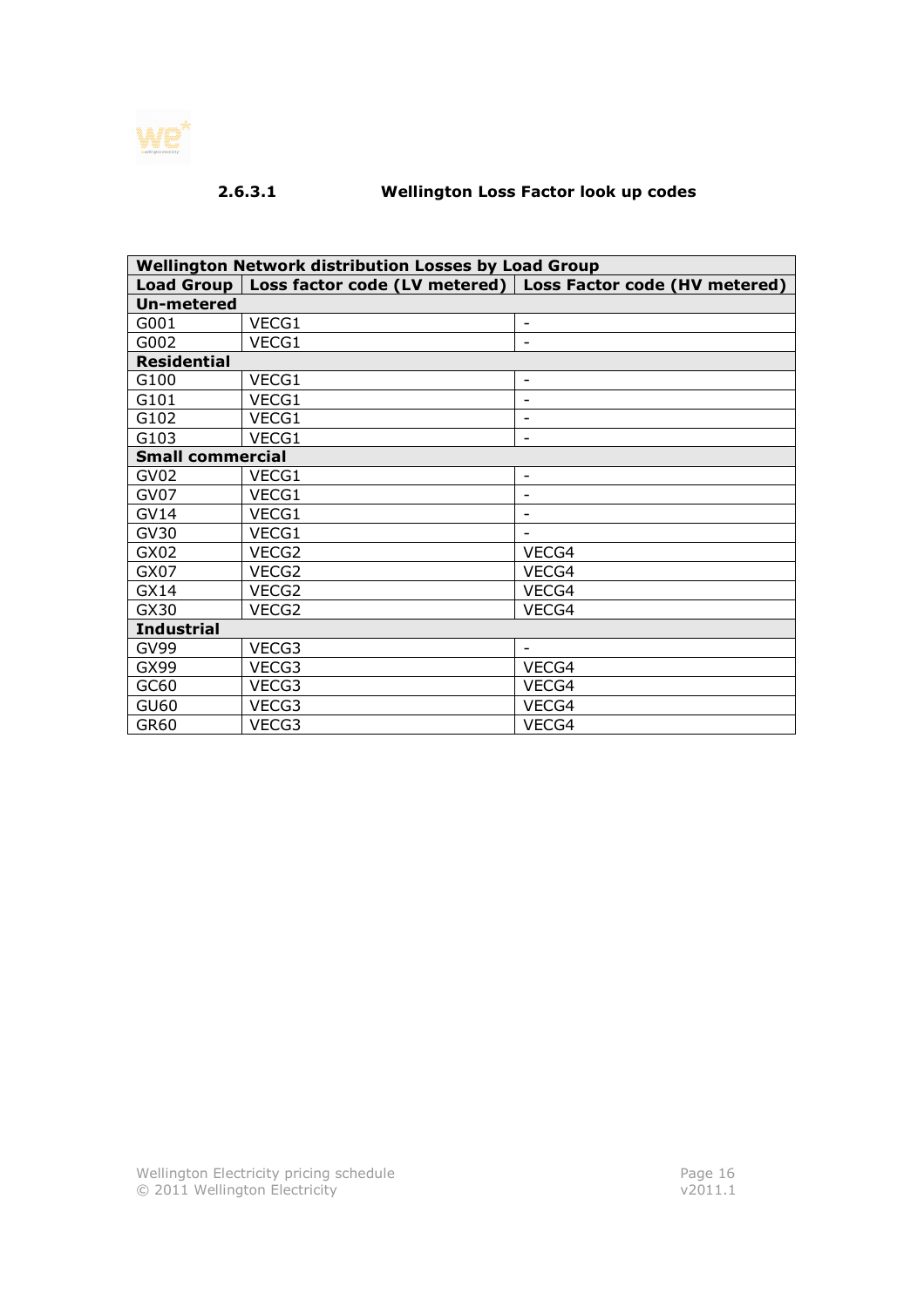#### 2.6.3.1 Wellington Loss Factor look up codes

| **Wellington Network distribution Losses by Load Group** | | |
|---|---|---|
| **Load Group** | **Loss factor code (LV metered)** | **Loss Factor code (HV metered)** |
| **Un-metered** | | |
| G001 | VECG1 | - |
| G002 | VECG1 | - |
| **Residential** | | |
| G100 | VECG1 | - |
| G101 | VECG1 | - |
| G102 | VECG1 | - |
| G103 | VECG1 | - |
| **Small commercial** | | |
| GV02 | VECG1 | - |
| GV07 | VECG1 | - |
| GV14 | VECG1 | - |
| GV30 | VECG1 | - |
| GX02 | VECG2 | VECG4 |
| GX07 | VECG2 | VECG4 |
| GX14 | VECG2 | VECG4 |
| GX30 | VECG2 | VECG4 |
| **Industrial** | | |
| GV99 | VECG3 | - |
| GX99 | VECG3 | VECG4 |
| GC60 | VECG3 | VECG4 |
| GU60 | VECG3 | VECG4 |
| GR60 | VECG3 | VECG4 |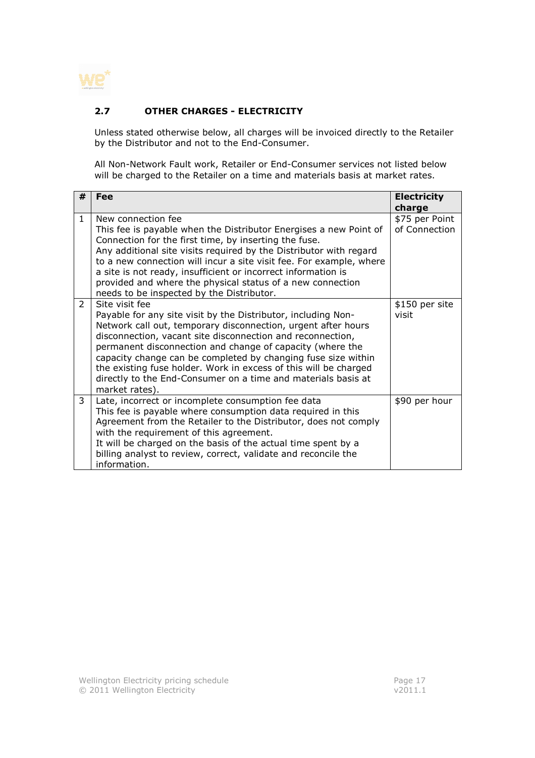## 2.7 OTHER CHARGES - ELECTRICITY

Unless stated otherwise below, all charges will be invoiced directly to the Retailer by the Distributor and not to the End-Consumer.

All Non-Network Fault work, Retailer or End-Consumer services not listed below will be charged to the Retailer on a time and materials basis at market rates.

| # | Fee | Electricity charge |
|---|---|---|
| 1 | New connection fee<br>This fee is payable when the Distributor Energises a new Point of Connection for the first time, by inserting the fuse.<br>Any additional site visits required by the Distributor with regard to a new connection will incur a site visit fee. For example, where a site is not ready, insufficient or incorrect information is provided and where the physical status of a new connection needs to be inspected by the Distributor. | $75 per Point of Connection |
| 2 | Site visit fee<br>Payable for any site visit by the Distributor, including Non-Network call out, temporary disconnection, urgent after hours disconnection, vacant site disconnection and reconnection, permanent disconnection and change of capacity (where the capacity change can be completed by changing fuse size within the existing fuse holder. Work in excess of this will be charged directly to the End-Consumer on a time and materials basis at market rates). | $150 per site visit |
| 3 | Late, incorrect or incomplete consumption fee data<br>This fee is payable where consumption data required in this Agreement from the Retailer to the Distributor, does not comply with the requirement of this agreement.<br>It will be charged on the basis of the actual time spent by a billing analyst to review, correct, validate and reconcile the information. | $90 per hour |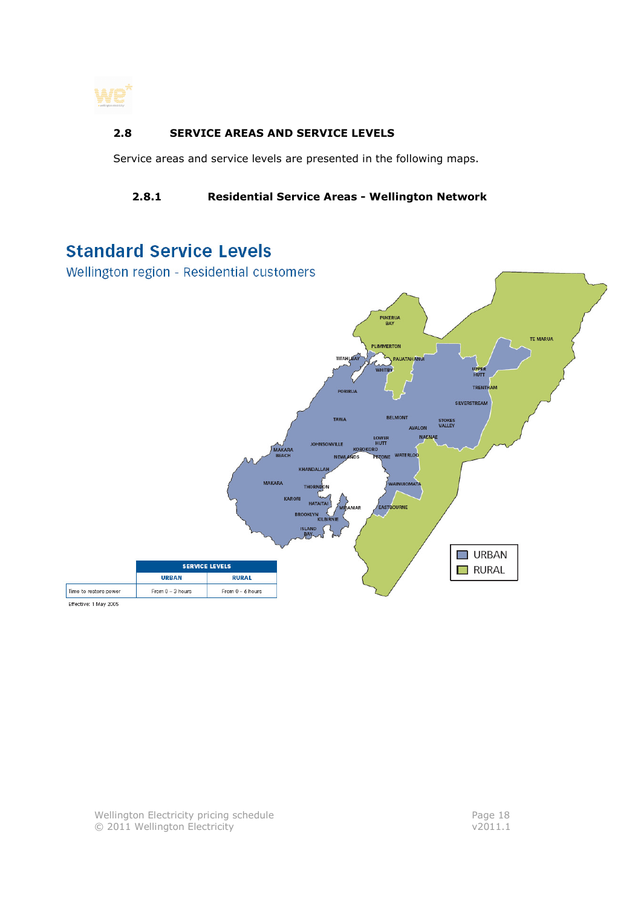## 2.8 SERVICE AREAS AND SERVICE LEVELS

Service areas and service levels are presented in the following maps.

### 2.8.1 Residential Service Areas - Wellington Network

## Standard Service Levels

Wellington region - Residential customers

| | SERVICE LEVELS | |
|---|---|---|
| | URBAN | RURAL |
| Time to restore power | From 0 – 3 hours | From 0 – 6 hours |

Effective: 1 May 2005

URBAN
RURAL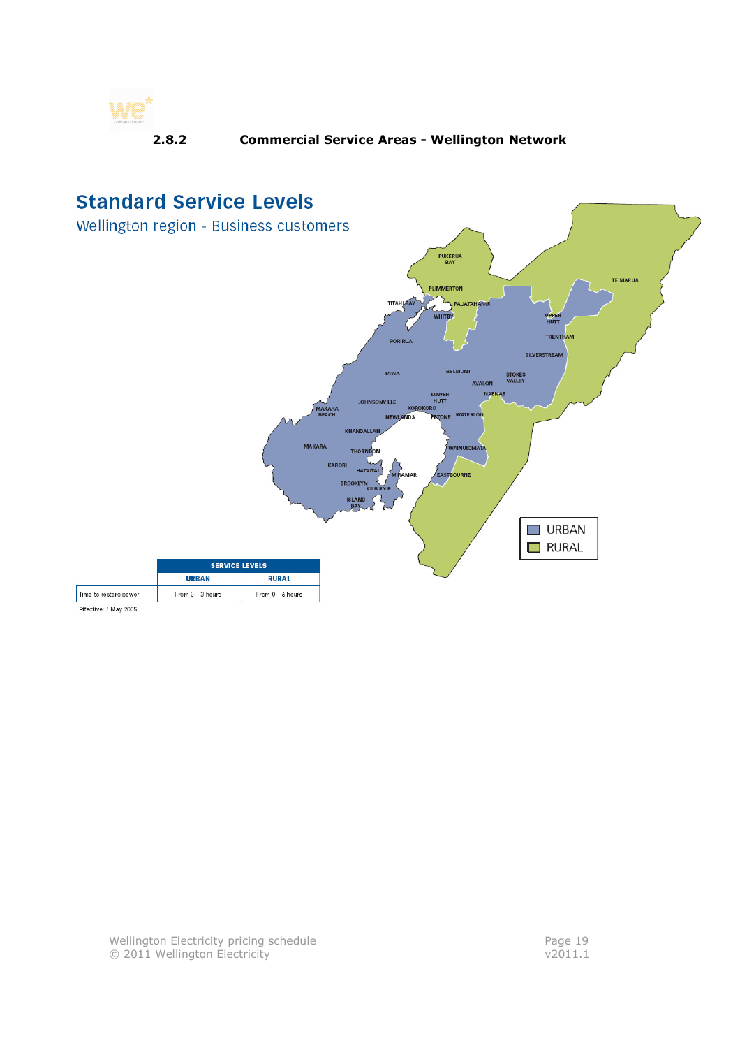### 2.8.2 Commercial Service Areas - Wellington Network

## Standard Service Levels

Wellington region - Business customers

URBAN
RURAL

| | SERVICE LEVELS | |
|---|---|---|
| | URBAN | RURAL |
| Time to restore power | From 0 – 3 hours | From 0 – 6 hours |

Effective: 1 May 2005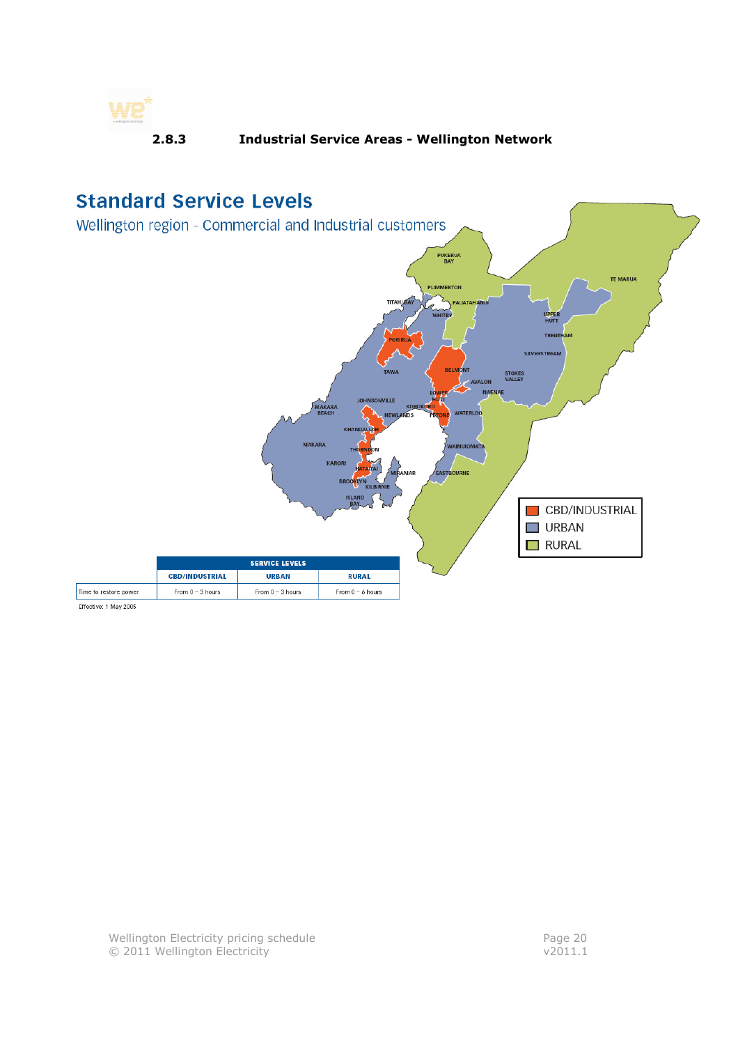### 2.8.3 Industrial Service Areas - Wellington Network

## Standard Service Levels

Wellington region - Commercial and Industrial customers

PUKERUA BAY
PLIMMERTON
TITAHI BAY
PAUATAHANUI
WHITBY
PORIRUA
TE MARUA
UPPER HUTT
TRENTHAM
SILVERSTREAM
BELMONT
TAWA
STOKES VALLEY
AVALON
LOWER HUTT
NAENAE
JOHNSONVILLE
MAKARA BEACH
KOROKORO
NEWLANDS
PETONE
WATERLOO
KHANDALLAH
MAKARA
THORNDON
WAINUIOMATA
KARORI
HATAITAI
MIRAMAR
EASTBOURNE
BROOKLYN
KILBIRNIE
ISLAND BAY

CBD/INDUSTRIAL
URBAN
RURAL

| | SERVICE LEVELS | | |
|---|---|---|---|
| | CBD/INDUSTRIAL | URBAN | RURAL |
| Time to restore power | From 0 – 3 hours | From 0 – 3 hours | From 0 – 6 hours |

Effective: 1 May 2005